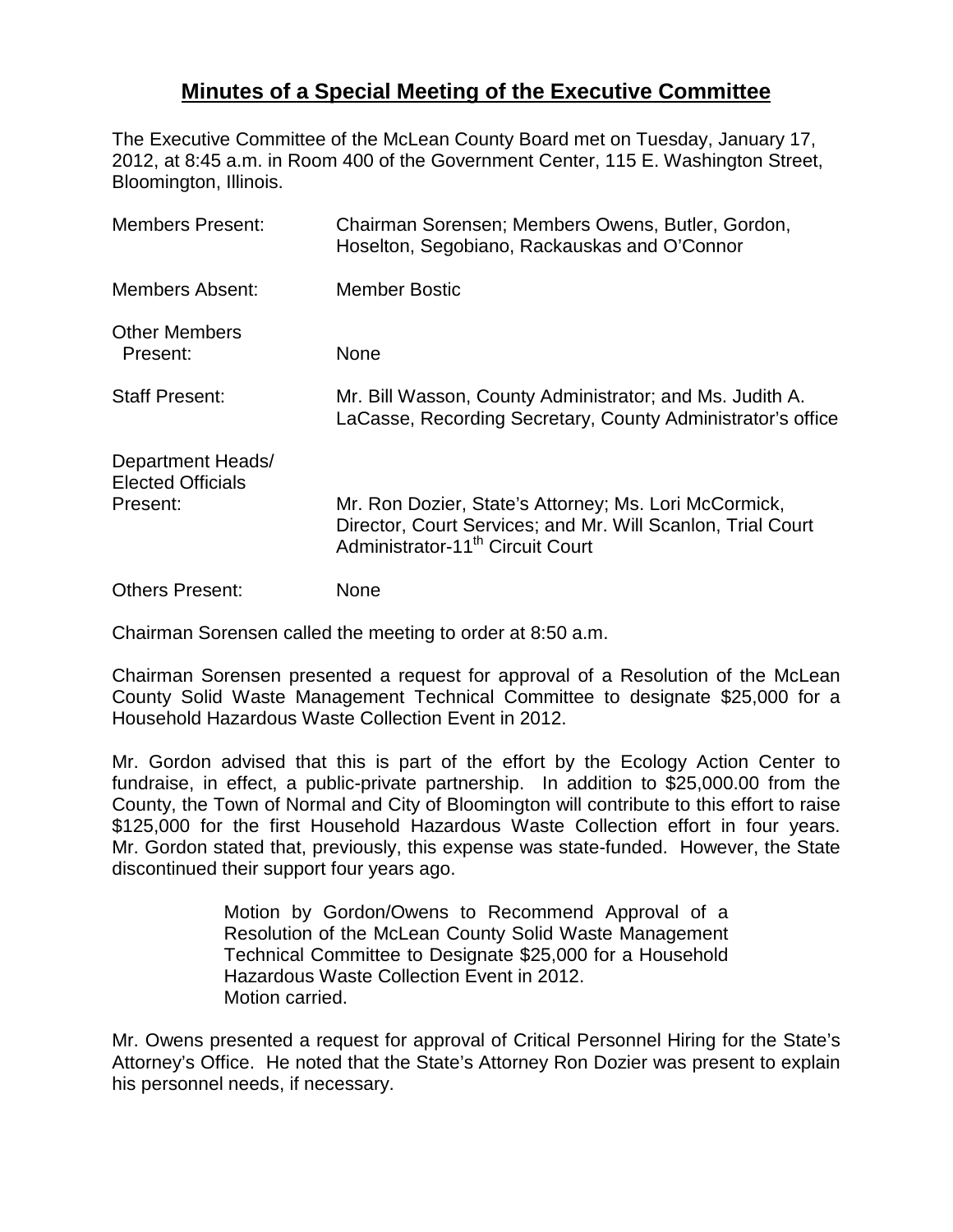# **Minutes of a Special Meeting of the Executive Committee**

The Executive Committee of the McLean County Board met on Tuesday, January 17, 2012, at 8:45 a.m. in Room 400 of the Government Center, 115 E. Washington Street, Bloomington, Illinois.

| | |
|---|---|
| Members Present: | Chairman Sorensen; Members Owens, Butler, Gordon, Hoselton, Segobiano, Rackauskas and O'Connor |
| Members Absent: | Member Bostic |
| Other Members Present: | None |
| Staff Present: | Mr. Bill Wasson, County Administrator; and Ms. Judith A. LaCasse, Recording Secretary, County Administrator's office |
| Department Heads/ Elected Officials Present: | Mr. Ron Dozier, State's Attorney; Ms. Lori McCormick, Director, Court Services; and Mr. Will Scanlon, Trial Court Administrator-11th Circuit Court |
| Others Present: | None |

Chairman Sorensen called the meeting to order at 8:50 a.m.

Chairman Sorensen presented a request for approval of a Resolution of the McLean County Solid Waste Management Technical Committee to designate $25,000 for a Household Hazardous Waste Collection Event in 2012.

Mr. Gordon advised that this is part of the effort by the Ecology Action Center to fundraise, in effect, a public-private partnership. In addition to $25,000.00 from the County, the Town of Normal and City of Bloomington will contribute to this effort to raise $125,000 for the first Household Hazardous Waste Collection effort in four years. Mr. Gordon stated that, previously, this expense was state-funded. However, the State discontinued their support four years ago.

> Motion by Gordon/Owens to Recommend Approval of a Resolution of the McLean County Solid Waste Management Technical Committee to Designate $25,000 for a Household Hazardous Waste Collection Event in 2012.
> Motion carried.

Mr. Owens presented a request for approval of Critical Personnel Hiring for the State's Attorney's Office. He noted that the State's Attorney Ron Dozier was present to explain his personnel needs, if necessary.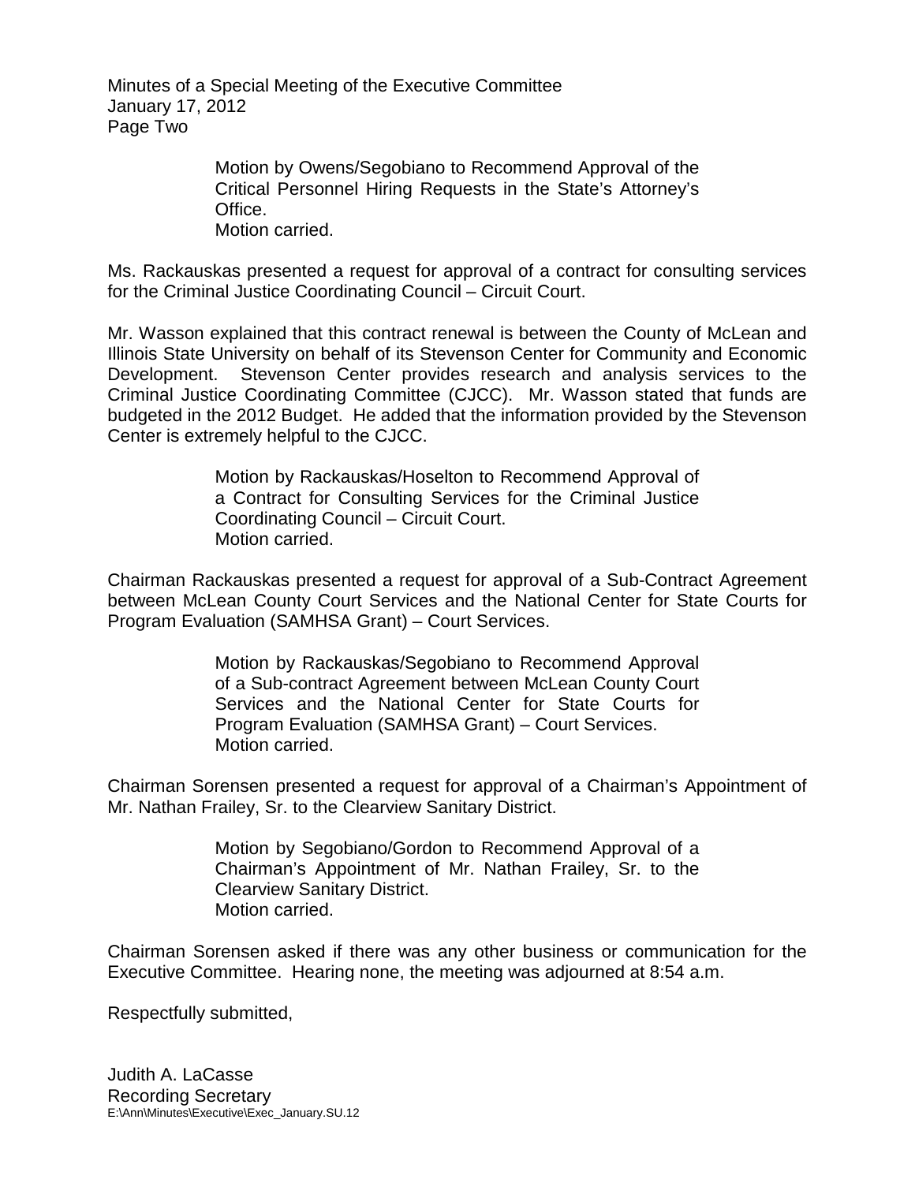Motion by Owens/Segobiano to Recommend Approval of the Critical Personnel Hiring Requests in the State's Attorney's Office.
Motion carried.

Ms. Rackauskas presented a request for approval of a contract for consulting services for the Criminal Justice Coordinating Council – Circuit Court.

Mr. Wasson explained that this contract renewal is between the County of McLean and Illinois State University on behalf of its Stevenson Center for Community and Economic Development. Stevenson Center provides research and analysis services to the Criminal Justice Coordinating Committee (CJCC). Mr. Wasson stated that funds are budgeted in the 2012 Budget. He added that the information provided by the Stevenson Center is extremely helpful to the CJCC.

Motion by Rackauskas/Hoselton to Recommend Approval of a Contract for Consulting Services for the Criminal Justice Coordinating Council – Circuit Court.
Motion carried.

Chairman Rackauskas presented a request for approval of a Sub-Contract Agreement between McLean County Court Services and the National Center for State Courts for Program Evaluation (SAMHSA Grant) – Court Services.

Motion by Rackauskas/Segobiano to Recommend Approval of a Sub-contract Agreement between McLean County Court Services and the National Center for State Courts for Program Evaluation (SAMHSA Grant) – Court Services.
Motion carried.

Chairman Sorensen presented a request for approval of a Chairman's Appointment of Mr. Nathan Frailey, Sr. to the Clearview Sanitary District.

Motion by Segobiano/Gordon to Recommend Approval of a Chairman's Appointment of Mr. Nathan Frailey, Sr. to the Clearview Sanitary District.
Motion carried.

Chairman Sorensen asked if there was any other business or communication for the Executive Committee. Hearing none, the meeting was adjourned at 8:54 a.m.

Respectfully submitted,

Judith A. LaCasse
Recording Secretary
E:\Ann\Minutes\Executive\Exec_January.SU.12